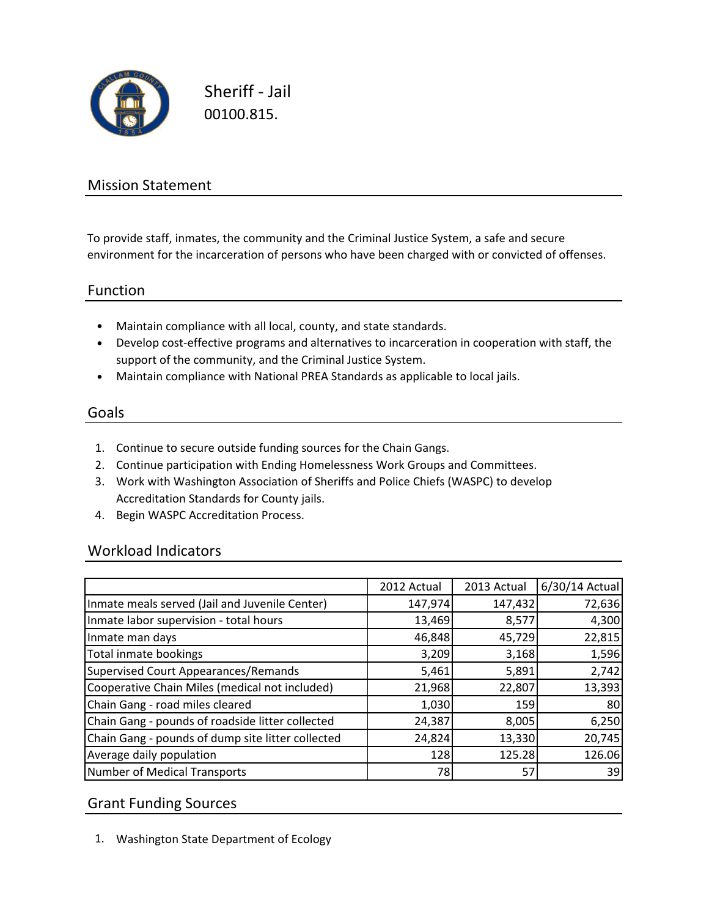# Sheriff - Jail

00100.815.

## Mission Statement

To provide staff, inmates, the community and the Criminal Justice System, a safe and secure environment for the incarceration of persons who have been charged with or convicted of offenses.

## Function

- Maintain compliance with all local, county, and state standards.
- Develop cost-effective programs and alternatives to incarceration in cooperation with staff, the support of the community, and the Criminal Justice System.
- Maintain compliance with National PREA Standards as applicable to local jails.

## Goals

1. Continue to secure outside funding sources for the Chain Gangs.
2. Continue participation with Ending Homelessness Work Groups and Committees.
3. Work with Washington Association of Sheriffs and Police Chiefs (WASPC) to develop Accreditation Standards for County jails.
4. Begin WASPC Accreditation Process.

## Workload Indicators

| | 2012 Actual | 2013 Actual | 6/30/14 Actual |
|---|---|---|---|
| Inmate meals served (Jail and Juvenile Center) | 147,974 | 147,432 | 72,636 |
| Inmate labor supervision - total hours | 13,469 | 8,577 | 4,300 |
| Inmate man days | 46,848 | 45,729 | 22,815 |
| Total inmate bookings | 3,209 | 3,168 | 1,596 |
| Supervised Court Appearances/Remands | 5,461 | 5,891 | 2,742 |
| Cooperative Chain Miles (medical not included) | 21,968 | 22,807 | 13,393 |
| Chain Gang - road miles cleared | 1,030 | 159 | 80 |
| Chain Gang - pounds of roadside litter collected | 24,387 | 8,005 | 6,250 |
| Chain Gang - pounds of dump site litter collected | 24,824 | 13,330 | 20,745 |
| Average daily population | 128 | 125.28 | 126.06 |
| Number of Medical Transports | 78 | 57 | 39 |

## Grant Funding Sources

1. Washington State Department of Ecology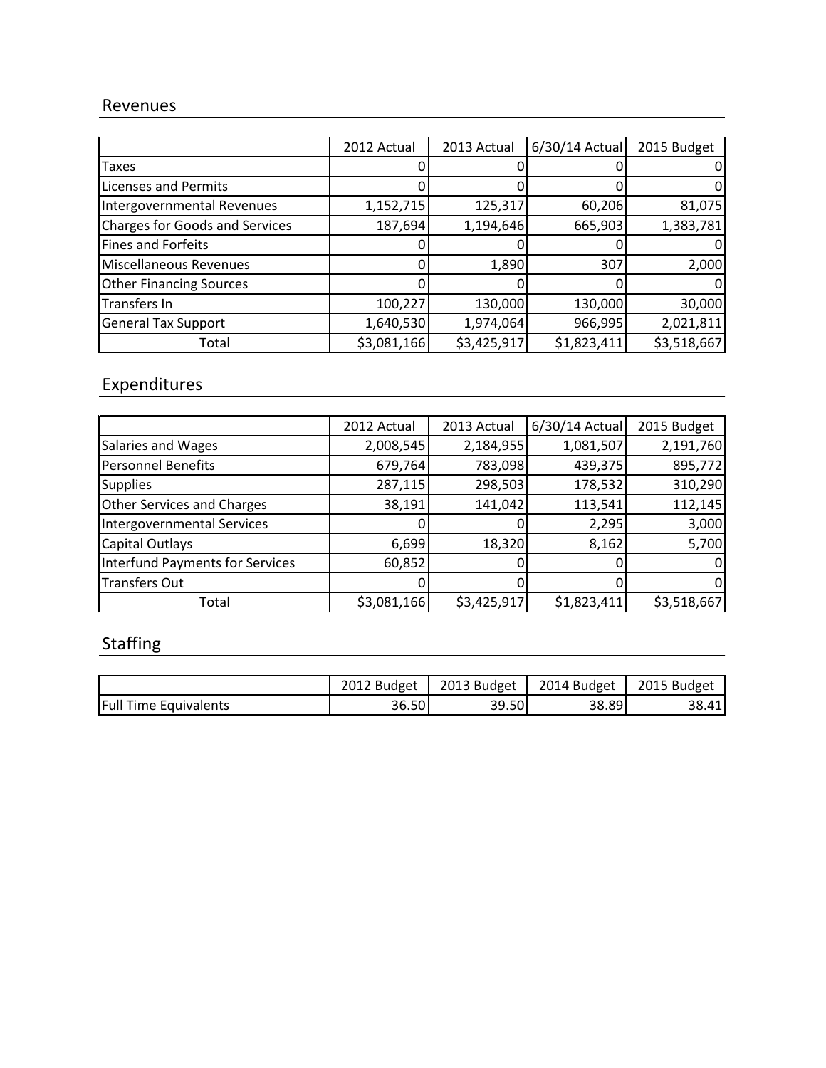## Revenues

| | 2012 Actual | 2013 Actual | 6/30/14 Actual | 2015 Budget |
|---|---|---|---|---|
| Taxes | 0 | 0 | 0 | 0 |
| Licenses and Permits | 0 | 0 | 0 | 0 |
| Intergovernmental Revenues | 1,152,715 | 125,317 | 60,206 | 81,075 |
| Charges for Goods and Services | 187,694 | 1,194,646 | 665,903 | 1,383,781 |
| Fines and Forfeits | 0 | 0 | 0 | 0 |
| Miscellaneous Revenues | 0 | 1,890 | 307 | 2,000 |
| Other Financing Sources | 0 | 0 | 0 | 0 |
| Transfers In | 100,227 | 130,000 | 130,000 | 30,000 |
| General Tax Support | 1,640,530 | 1,974,064 | 966,995 | 2,021,811 |
| Total | $3,081,166 | $3,425,917 | $1,823,411 | $3,518,667 |

## Expenditures

| | 2012 Actual | 2013 Actual | 6/30/14 Actual | 2015 Budget |
|---|---|---|---|---|
| Salaries and Wages | 2,008,545 | 2,184,955 | 1,081,507 | 2,191,760 |
| Personnel Benefits | 679,764 | 783,098 | 439,375 | 895,772 |
| Supplies | 287,115 | 298,503 | 178,532 | 310,290 |
| Other Services and Charges | 38,191 | 141,042 | 113,541 | 112,145 |
| Intergovernmental Services | 0 | 0 | 2,295 | 3,000 |
| Capital Outlays | 6,699 | 18,320 | 8,162 | 5,700 |
| Interfund Payments for Services | 60,852 | 0 | 0 | 0 |
| Transfers Out | 0 | 0 | 0 | 0 |
| Total | $3,081,166 | $3,425,917 | $1,823,411 | $3,518,667 |

## Staffing

| | 2012 Budget | 2013 Budget | 2014 Budget | 2015 Budget |
|---|---|---|---|---|
| Full Time Equivalents | 36.50 | 39.50 | 38.89 | 38.41 |